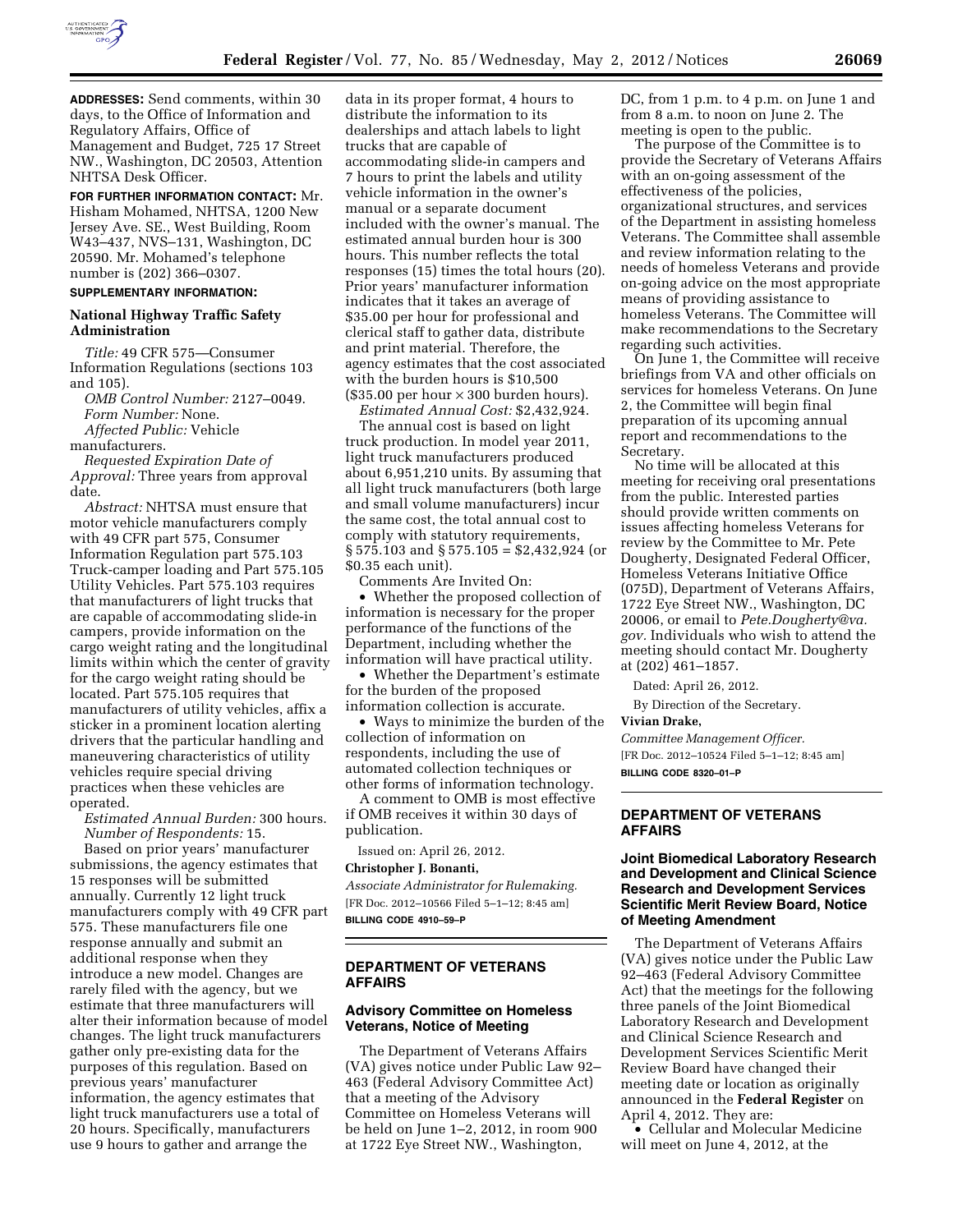**ADDRESSES:** Send comments, within 30 days, to the Office of Information and Regulatory Affairs, Office of Management and Budget, 725 17 Street NW., Washington, DC 20503, Attention NHTSA Desk Officer.

**FOR FURTHER INFORMATION CONTACT:** Mr. Hisham Mohamed, NHTSA, 1200 New Jersey Ave. SE., West Building, Room W43–437, NVS–131, Washington, DC 20590. Mr. Mohamed's telephone number is (202) 366–0307.

**SUPPLEMENTARY INFORMATION:**

### National Highway Traffic Safety Administration

*Title:* 49 CFR 575—Consumer Information Regulations (sections 103 and 105).

*OMB Control Number:* 2127–0049.

*Form Number:* None.

*Affected Public:* Vehicle manufacturers.

*Requested Expiration Date of Approval:* Three years from approval date.

*Abstract:* NHTSA must ensure that motor vehicle manufacturers comply with 49 CFR part 575, Consumer Information Regulation part 575.103 Truck-camper loading and Part 575.105 Utility Vehicles. Part 575.103 requires that manufacturers of light trucks that are capable of accommodating slide-in campers, provide information on the cargo weight rating and the longitudinal limits within which the center of gravity for the cargo weight rating should be located. Part 575.105 requires that manufacturers of utility vehicles, affix a sticker in a prominent location alerting drivers that the particular handling and maneuvering characteristics of utility vehicles require special driving practices when these vehicles are operated.

*Estimated Annual Burden:* 300 hours.

*Number of Respondents:* 15.

Based on prior years' manufacturer submissions, the agency estimates that 15 responses will be submitted annually. Currently 12 light truck manufacturers comply with 49 CFR part 575. These manufacturers file one response annually and submit an additional response when they introduce a new model. Changes are rarely filed with the agency, but we estimate that three manufacturers will alter their information because of model changes. The light truck manufacturers gather only pre-existing data for the purposes of this regulation. Based on previous years' manufacturer information, the agency estimates that light truck manufacturers use a total of 20 hours. Specifically, manufacturers use 9 hours to gather and arrange the data in its proper format, 4 hours to distribute the information to its dealerships and attach labels to light trucks that are capable of accommodating slide-in campers and 7 hours to print the labels and utility vehicle information in the owner's manual or a separate document included with the owner's manual. The estimated annual burden hour is 300 hours. This number reflects the total responses (15) times the total hours (20). Prior years' manufacturer information indicates that it takes an average of $35.00 per hour for professional and clerical staff to gather data, distribute and print material. Therefore, the agency estimates that the cost associated with the burden hours is $10,500 ($35.00 per hour × 300 burden hours).

*Estimated Annual Cost:* $2,432,924.

The annual cost is based on light truck production. In model year 2011, light truck manufacturers produced about 6,951,210 units. By assuming that all light truck manufacturers (both large and small volume manufacturers) incur the same cost, the total annual cost to comply with statutory requirements, § 575.103 and § 575.105 = $2,432,924 (or $0.35 each unit).

Comments Are Invited On:

• Whether the proposed collection of information is necessary for the proper performance of the functions of the Department, including whether the information will have practical utility.

• Whether the Department's estimate for the burden of the proposed information collection is accurate.

• Ways to minimize the burden of the collection of information on respondents, including the use of automated collection techniques or other forms of information technology.

A comment to OMB is most effective if OMB receives it within 30 days of publication.

Issued on: April 26, 2012.

**Christopher J. Bonanti,**

*Associate Administrator for Rulemaking.*

[FR Doc. 2012–10566 Filed 5–1–12; 8:45 am]

**BILLING CODE 4910–59–P**

---

## DEPARTMENT OF VETERANS AFFAIRS

### Advisory Committee on Homeless Veterans, Notice of Meeting

The Department of Veterans Affairs (VA) gives notice under Public Law 92–463 (Federal Advisory Committee Act) that a meeting of the Advisory Committee on Homeless Veterans will be held on June 1–2, 2012, in room 900 at 1722 Eye Street NW., Washington, DC, from 1 p.m. to 4 p.m. on June 1 and from 8 a.m. to noon on June 2. The meeting is open to the public.

The purpose of the Committee is to provide the Secretary of Veterans Affairs with an on-going assessment of the effectiveness of the policies, organizational structures, and services of the Department in assisting homeless Veterans. The Committee shall assemble and review information relating to the needs of homeless Veterans and provide on-going advice on the most appropriate means of providing assistance to homeless Veterans. The Committee will make recommendations to the Secretary regarding such activities.

On June 1, the Committee will receive briefings from VA and other officials on services for homeless Veterans. On June 2, the Committee will begin final preparation of its upcoming annual report and recommendations to the Secretary.

No time will be allocated at this meeting for receiving oral presentations from the public. Interested parties should provide written comments on issues affecting homeless Veterans for review by the Committee to Mr. Pete Dougherty, Designated Federal Officer, Homeless Veterans Initiative Office (075D), Department of Veterans Affairs, 1722 Eye Street NW., Washington, DC 20006, or email to *Pete.Dougherty@va.gov.* Individuals who wish to attend the meeting should contact Mr. Dougherty at (202) 461–1857.

Dated: April 26, 2012.

By Direction of the Secretary.

**Vivian Drake,**

*Committee Management Officer.*

[FR Doc. 2012–10524 Filed 5–1–12; 8:45 am]

**BILLING CODE 8320–01–P**

---

## DEPARTMENT OF VETERANS AFFAIRS

### Joint Biomedical Laboratory Research and Development and Clinical Science Research and Development Services Scientific Merit Review Board, Notice of Meeting Amendment

The Department of Veterans Affairs (VA) gives notice under the Public Law 92–463 (Federal Advisory Committee Act) that the meetings for the following three panels of the Joint Biomedical Laboratory Research and Development and Clinical Science Research and Development Services Scientific Merit Review Board have changed their meeting date or location as originally announced in the **Federal Register** on April 4, 2012. They are:

• Cellular and Molecular Medicine will meet on June 4, 2012, at the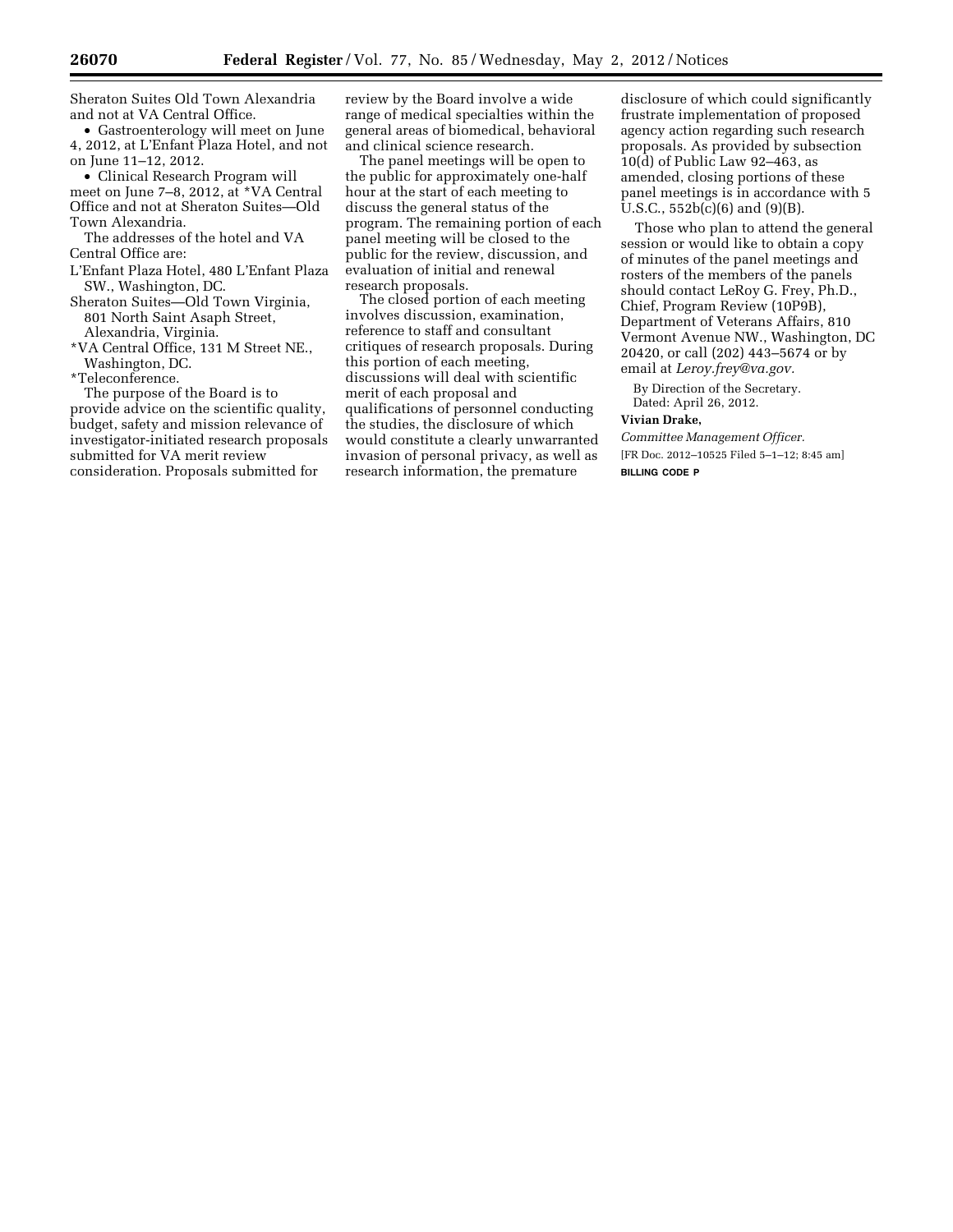Sheraton Suites Old Town Alexandria and not at VA Central Office.

- Gastroenterology will meet on June 4, 2012, at L'Enfant Plaza Hotel, and not on June 11–12, 2012.
- Clinical Research Program will meet on June 7–8, 2012, at *VA Central Office and not at Sheraton Suites—Old Town Alexandria.

The addresses of the hotel and VA Central Office are:

L'Enfant Plaza Hotel, 480 L'Enfant Plaza SW., Washington, DC.
Sheraton Suites—Old Town Virginia, 801 North Saint Asaph Street, Alexandria, Virginia.
*VA Central Office, 131 M Street NE., Washington, DC.
*Teleconference.

The purpose of the Board is to provide advice on the scientific quality, budget, safety and mission relevance of investigator-initiated research proposals submitted for VA merit review consideration. Proposals submitted for review by the Board involve a wide range of medical specialties within the general areas of biomedical, behavioral and clinical science research.

The panel meetings will be open to the public for approximately one-half hour at the start of each meeting to discuss the general status of the program. The remaining portion of each panel meeting will be closed to the public for the review, discussion, and evaluation of initial and renewal research proposals.

The closed portion of each meeting involves discussion, examination, reference to staff and consultant critiques of research proposals. During this portion of each meeting, discussions will deal with scientific merit of each proposal and qualifications of personnel conducting the studies, the disclosure of which would constitute a clearly unwarranted invasion of personal privacy, as well as research information, the premature disclosure of which could significantly frustrate implementation of proposed agency action regarding such research proposals. As provided by subsection 10(d) of Public Law 92–463, as amended, closing portions of these panel meetings is in accordance with 5 U.S.C., 552b(c)(6) and (9)(B).

Those who plan to attend the general session or would like to obtain a copy of minutes of the panel meetings and rosters of the members of the panels should contact LeRoy G. Frey, Ph.D., Chief, Program Review (10P9B), Department of Veterans Affairs, 810 Vermont Avenue NW., Washington, DC 20420, or call (202) 443–5674 or by email at *Leroy.frey@va.gov.*

By Direction of the Secretary.

Dated: April 26, 2012.

**Vivian Drake,**

*Committee Management Officer.*

[FR Doc. 2012–10525 Filed 5–1–12; 8:45 am]

**BILLING CODE P**